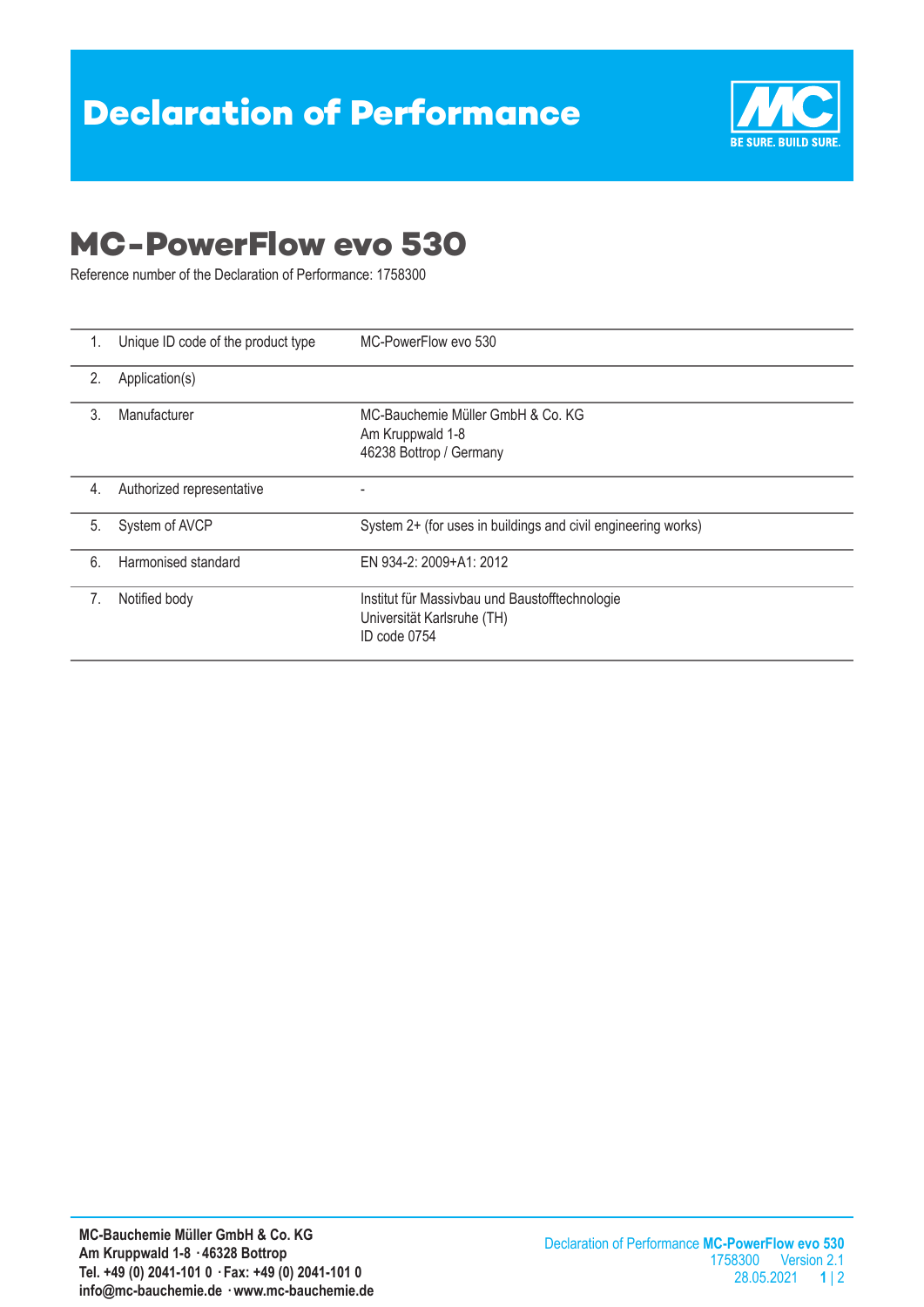# Declaration of Performance

## MC-PowerFlow evo 530

Reference number of the Declaration of Performance: 1758300

| | | |
|---|---|---|
| 1. | Unique ID code of the product type | MC-PowerFlow evo 530 |
| 2. | Application(s) | |
| 3. | Manufacturer | MC-Bauchemie Müller GmbH & Co. KG<br>Am Kruppwald 1-8<br>46238 Bottrop / Germany |
| 4. | Authorized representative | - |
| 5. | System of AVCP | System 2+ (for uses in buildings and civil engineering works) |
| 6. | Harmonised standard | EN 934-2: 2009+A1: 2012 |
| 7. | Notified body | Institut für Massivbau und Baustofftechnologie<br>Universität Karlsruhe (TH)<br>ID code 0754 |

**MC-Bauchemie Müller GmbH & Co. KG**
**Am Kruppwald 1-8 · 46328 Bottrop**
**Tel. +49 (0) 2041-101 0 · Fax: +49 (0) 2041-101 0**
**info@mc-bauchemie.de · www.mc-bauchemie.de**

Declaration of Performance **MC-PowerFlow evo 530**
1758300 Version 2.1
28.05.2021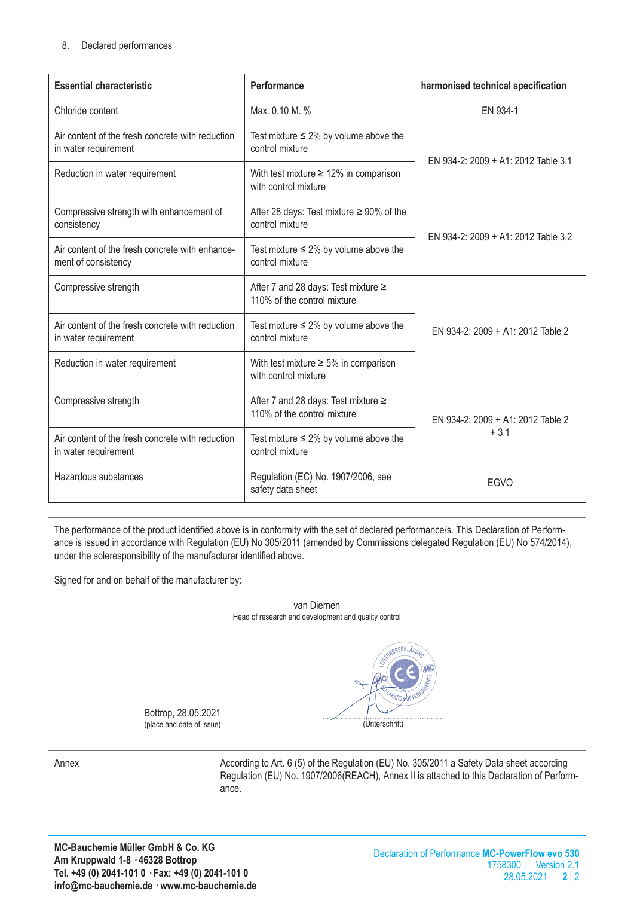8. Declared performances

| Essential characteristic | Performance | harmonised technical specification |
|---|---|---|
| Chloride content | Max. 0.10 M. % | EN 934-1 |
| Air content of the fresh concrete with reduction in water requirement | Test mixture ≤ 2% by volume above the control mixture | EN 934-2: 2009 + A1: 2012 Table 3.1 |
| Reduction in water requirement | With test mixture ≥ 12% in comparison with control mixture | |
| Compressive strength with enhancement of consistency | After 28 days: Test mixture ≥ 90% of the control mixture | EN 934-2: 2009 + A1: 2012 Table 3.2 |
| Air content of the fresh concrete with enhancement of consistency | Test mixture ≤ 2% by volume above the control mixture | |
| Compressive strength | After 7 and 28 days: Test mixture ≥ 110% of the control mixture | EN 934-2: 2009 + A1: 2012 Table 2 |
| Air content of the fresh concrete with reduction in water requirement | Test mixture ≤ 2% by volume above the control mixture | |
| Reduction in water requirement | With test mixture ≥ 5% in comparison with control mixture | |
| Compressive strength | After 7 and 28 days: Test mixture ≥ 110% of the control mixture | EN 934-2: 2009 + A1: 2012 Table 2 + 3.1 |
| Air content of the fresh concrete with reduction in water requirement | Test mixture ≤ 2% by volume above the control mixture | |
| Hazardous substances | Regulation (EC) No. 1907/2006, see safety data sheet | EGVO |

The performance of the product identified above is in conformity with the set of declared performance/s. This Declaration of Performance is issued in accordance with Regulation (EU) No 305/2011 (amended by Commissions delegated Regulation (EU) No 574/2014), under the soleresponsibility of the manufacturer identified above.

Signed for and on behalf of the manufacturer by:

van Diemen
Head of research and development and quality control

Bottrop, 28.05.2021
(place and date of issue)

(Unterschrift)

Annex

According to Art. 6 (5) of the Regulation (EU) No. 305/2011 a Safety Data sheet according Regulation (EU) No. 1907/2006(REACH), Annex II is attached to this Declaration of Performance.

**MC-Bauchemie Müller GmbH & Co. KG**
**Am Kruppwald 1-8 · 46328 Bottrop**
**Tel. +49 (0) 2041-101 0 · Fax: +49 (0) 2041-101 0**
**info@mc-bauchemie.de · www.mc-bauchemie.de**

Declaration of Performance **MC-PowerFlow evo 530**
1758300 Version 2.1
28.05.2021